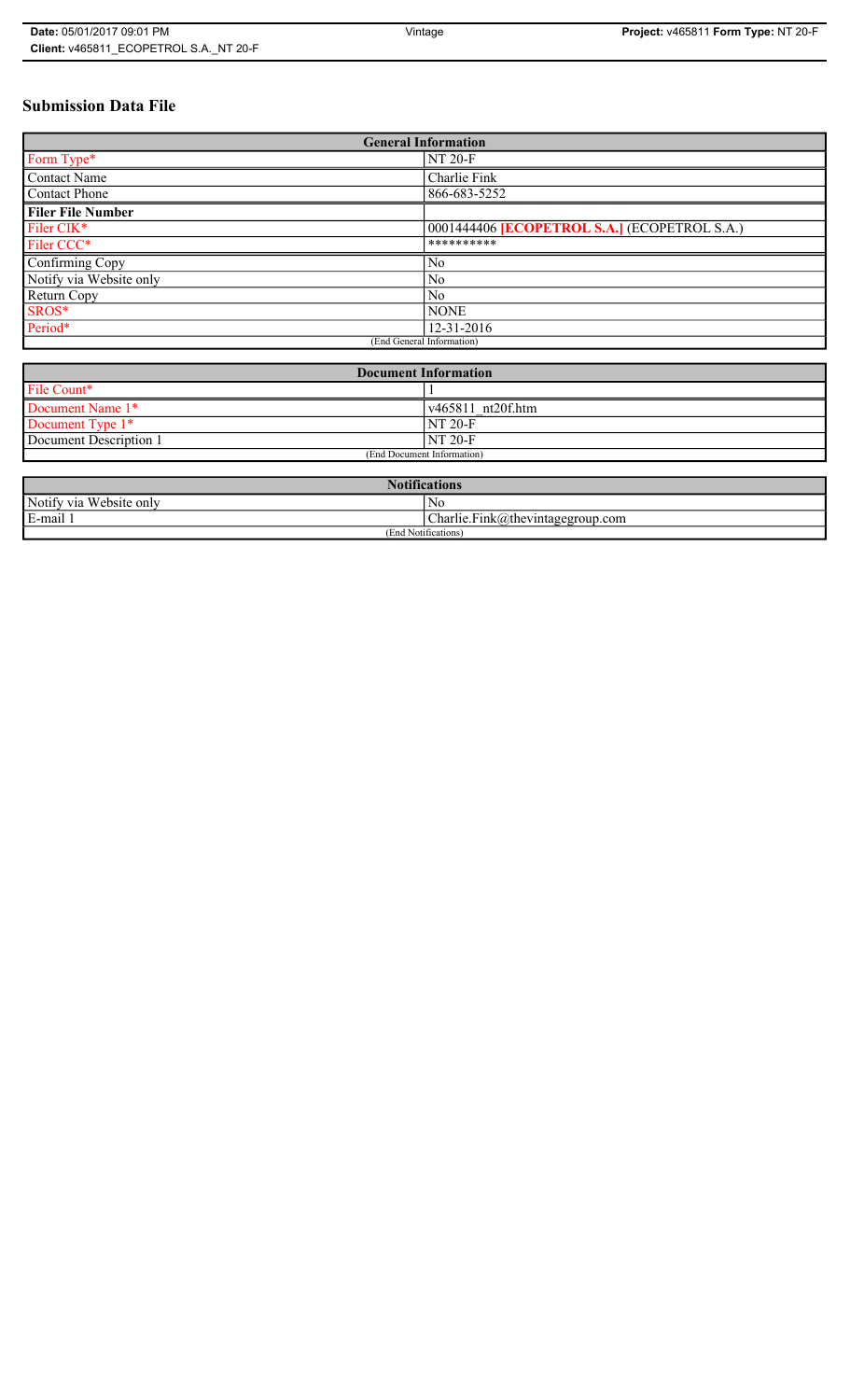# Submission Data File

| General Information | |
|---|---|
| Form Type* | NT 20-F |
| Contact Name | Charlie Fink |
| Contact Phone | 866-683-5252 |
| **Filer File Number** | |
| Filer CIK* | 0001444406 **[ECOPETROL S.A.]** (ECOPETROL S.A.) |
| Filer CCC* | ********** |
| Confirming Copy | No |
| Notify via Website only | No |
| Return Copy | No |
| SROS* | NONE |
| Period* | 12-31-2016 |
| (End General Information) | |

| Document Information | |
|---|---|
| File Count* | 1 |
| Document Name 1* | v465811_nt20f.htm |
| Document Type 1* | NT 20-F |
| Document Description 1 | NT 20-F |
| (End Document Information) | |

| Notifications | |
|---|---|
| Notify via Website only | No |
| E-mail 1 | Charlie.Fink@thevintagegroup.com |
| (End Notifications) | |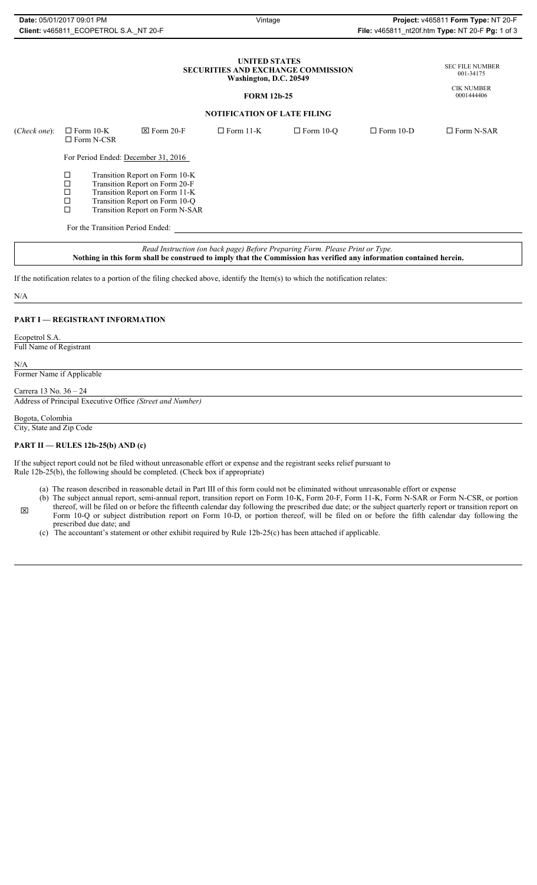# UNITED STATES SECURITIES AND EXCHANGE COMMISSION

**Washington, D.C. 20549**

SEC FILE NUMBER
001-34175

CIK NUMBER
0001444406

## FORM 12b-25

### NOTIFICATION OF LATE FILING

(*Check one*): ☐ Form 10-K ☒ Form 20-F ☐ Form 11-K ☐ Form 10-Q ☐ Form 10-D ☐ Form N-SAR ☐ Form N-CSR

For Period Ended: December 31, 2016

- ☐ Transition Report on Form 10-K
- ☐ Transition Report on Form 20-F
- ☐ Transition Report on Form 11-K
- ☐ Transition Report on Form 10-Q
- ☐ Transition Report on Form N-SAR

For the Transition Period Ended:

*Read Instruction (on back page) Before Preparing Form. Please Print or Type.*
**Nothing in this form shall be construed to imply that the Commission has verified any information contained herein.**

If the notification relates to a portion of the filing checked above, identify the Item(s) to which the notification relates:

N/A

## PART I — REGISTRANT INFORMATION

Ecopetrol S.A.
Full Name of Registrant

N/A
Former Name if Applicable

Carrera 13 No. 36 – 24
Address of Principal Executive Office *(Street and Number)*

Bogota, Colombia
City, State and Zip Code

## PART II — RULES 12b-25(b) AND (c)

If the subject report could not be filed without unreasonable effort or expense and the registrant seeks relief pursuant to Rule 12b-25(b), the following should be completed. (Check box if appropriate)

☒

(a) The reason described in reasonable detail in Part III of this form could not be eliminated without unreasonable effort or expense

(b) The subject annual report, semi-annual report, transition report on Form 10-K, Form 20-F, Form 11-K, Form N-SAR or Form N-CSR, or portion thereof, will be filed on or before the fifteenth calendar day following the prescribed due date; or the subject quarterly report or transition report on Form 10-Q or subject distribution report on Form 10-D, or portion thereof, will be filed on or before the fifth calendar day following the prescribed due date; and

(c) The accountant's statement or other exhibit required by Rule 12b-25(c) has been attached if applicable.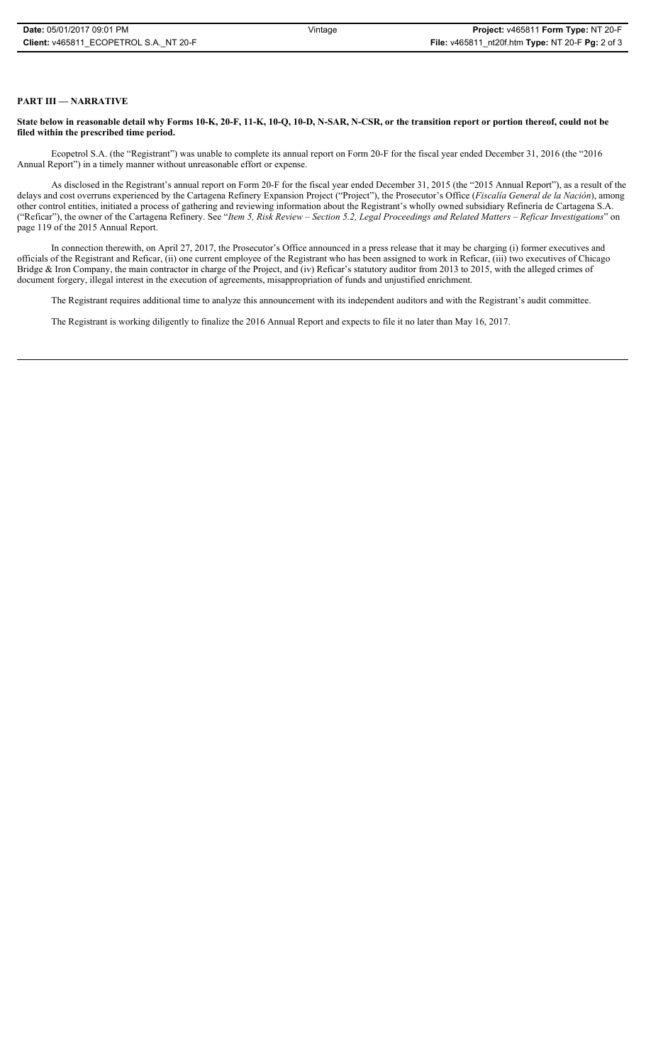## PART III — NARRATIVE

**State below in reasonable detail why Forms 10-K, 20-F, 11-K, 10-Q, 10-D, N-SAR, N-CSR, or the transition report or portion thereof, could not be filed within the prescribed time period.**

Ecopetrol S.A. (the "Registrant") was unable to complete its annual report on Form 20-F for the fiscal year ended December 31, 2016 (the "2016 Annual Report") in a timely manner without unreasonable effort or expense.

As disclosed in the Registrant's annual report on Form 20-F for the fiscal year ended December 31, 2015 (the "2015 Annual Report"), as a result of the delays and cost overruns experienced by the Cartagena Refinery Expansion Project ("Project"), the Prosecutor's Office (*Fiscalía General de la Nación*), among other control entities, initiated a process of gathering and reviewing information about the Registrant's wholly owned subsidiary Refinería de Cartagena S.A. ("Reficar"), the owner of the Cartagena Refinery. See "*Item 5, Risk Review – Section 5.2, Legal Proceedings and Related Matters – Reficar Investigations*" on page 119 of the 2015 Annual Report.

In connection therewith, on April 27, 2017, the Prosecutor's Office announced in a press release that it may be charging (i) former executives and officials of the Registrant and Reficar, (ii) one current employee of the Registrant who has been assigned to work in Reficar, (iii) two executives of Chicago Bridge & Iron Company, the main contractor in charge of the Project, and (iv) Reficar's statutory auditor from 2013 to 2015, with the alleged crimes of document forgery, illegal interest in the execution of agreements, misappropriation of funds and unjustified enrichment.

The Registrant requires additional time to analyze this announcement with its independent auditors and with the Registrant's audit committee.

The Registrant is working diligently to finalize the 2016 Annual Report and expects to file it no later than May 16, 2017.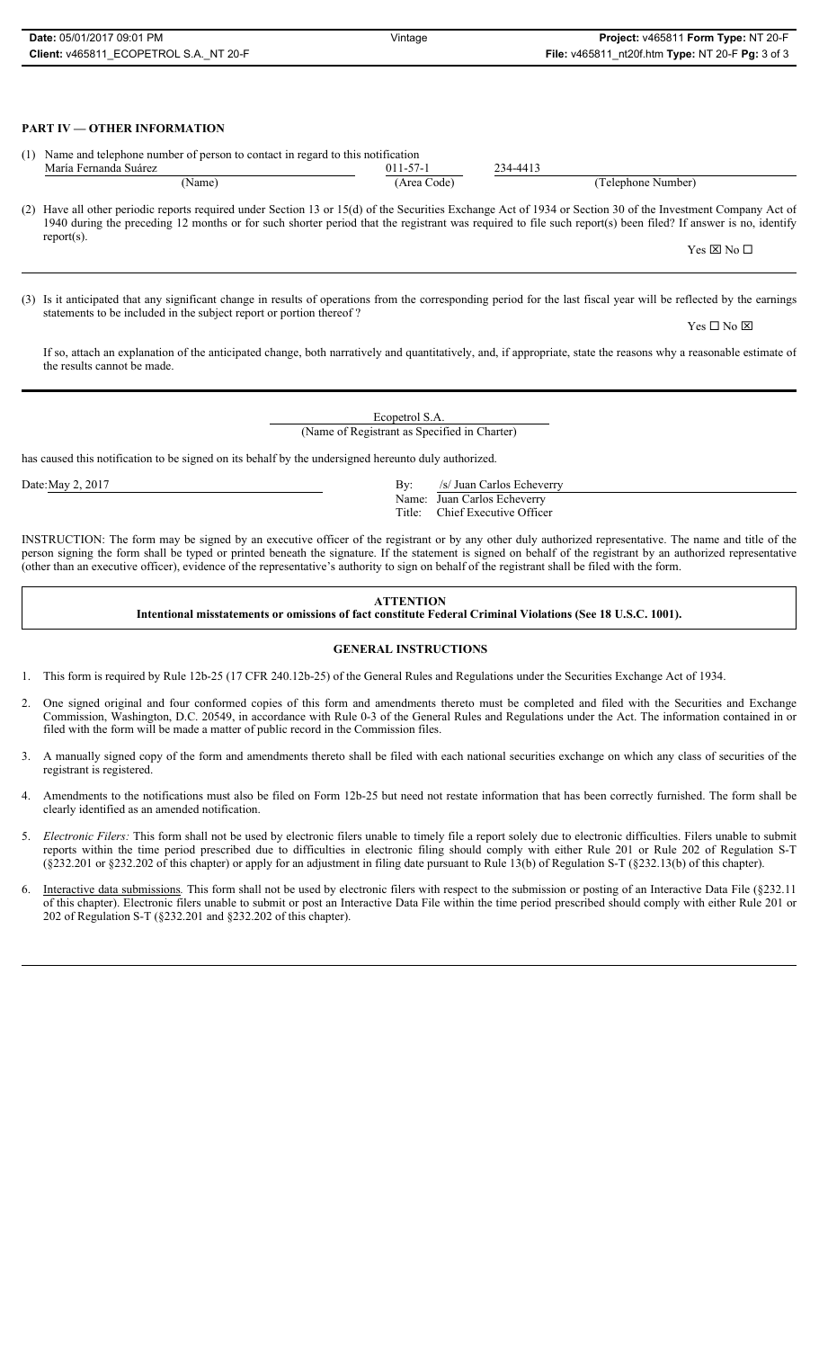## PART IV — OTHER INFORMATION

(1) Name and telephone number of person to contact in regard to this notification

| | | |
|---|---|---|
| María Fernanda Suárez | 011-57-1 | 234-4413 |
| (Name) | (Area Code) | (Telephone Number) |

(2) Have all other periodic reports required under Section 13 or 15(d) of the Securities Exchange Act of 1934 or Section 30 of the Investment Company Act of 1940 during the preceding 12 months or for such shorter period that the registrant was required to file such report(s) been filed? If answer is no, identify report(s).

Yes ☒ No ☐

(3) Is it anticipated that any significant change in results of operations from the corresponding period for the last fiscal year will be reflected by the earnings statements to be included in the subject report or portion thereof ?

Yes ☐ No ☒

If so, attach an explanation of the anticipated change, both narratively and quantitatively, and, if appropriate, state the reasons why a reasonable estimate of the results cannot be made.

Ecopetrol S.A.

(Name of Registrant as Specified in Charter)

has caused this notification to be signed on its behalf by the undersigned hereunto duly authorized.

Date: May 2, 2017

By: /s/ Juan Carlos Echeverry
Name: Juan Carlos Echeverry
Title: Chief Executive Officer

INSTRUCTION: The form may be signed by an executive officer of the registrant or by any other duly authorized representative. The name and title of the person signing the form shall be typed or printed beneath the signature. If the statement is signed on behalf of the registrant by an authorized representative (other than an executive officer), evidence of the representative's authority to sign on behalf of the registrant shall be filed with the form.

**ATTENTION**

**Intentional misstatements or omissions of fact constitute Federal Criminal Violations (See 18 U.S.C. 1001).**

### GENERAL INSTRUCTIONS

1. This form is required by Rule 12b-25 (17 CFR 240.12b-25) of the General Rules and Regulations under the Securities Exchange Act of 1934.

2. One signed original and four conformed copies of this form and amendments thereto must be completed and filed with the Securities and Exchange Commission, Washington, D.C. 20549, in accordance with Rule 0-3 of the General Rules and Regulations under the Act. The information contained in or filed with the form will be made a matter of public record in the Commission files.

3. A manually signed copy of the form and amendments thereto shall be filed with each national securities exchange on which any class of securities of the registrant is registered.

4. Amendments to the notifications must also be filed on Form 12b-25 but need not restate information that has been correctly furnished. The form shall be clearly identified as an amended notification.

5. *Electronic Filers:* This form shall not be used by electronic filers unable to timely file a report solely due to electronic difficulties. Filers unable to submit reports within the time period prescribed due to difficulties in electronic filing should comply with either Rule 201 or Rule 202 of Regulation S-T (§232.201 or §232.202 of this chapter) or apply for an adjustment in filing date pursuant to Rule 13(b) of Regulation S-T (§232.13(b) of this chapter).

6. Interactive data submissions. This form shall not be used by electronic filers with respect to the submission or posting of an Interactive Data File (§232.11 of this chapter). Electronic filers unable to submit or post an Interactive Data File within the time period prescribed should comply with either Rule 201 or 202 of Regulation S-T (§232.201 and §232.202 of this chapter).